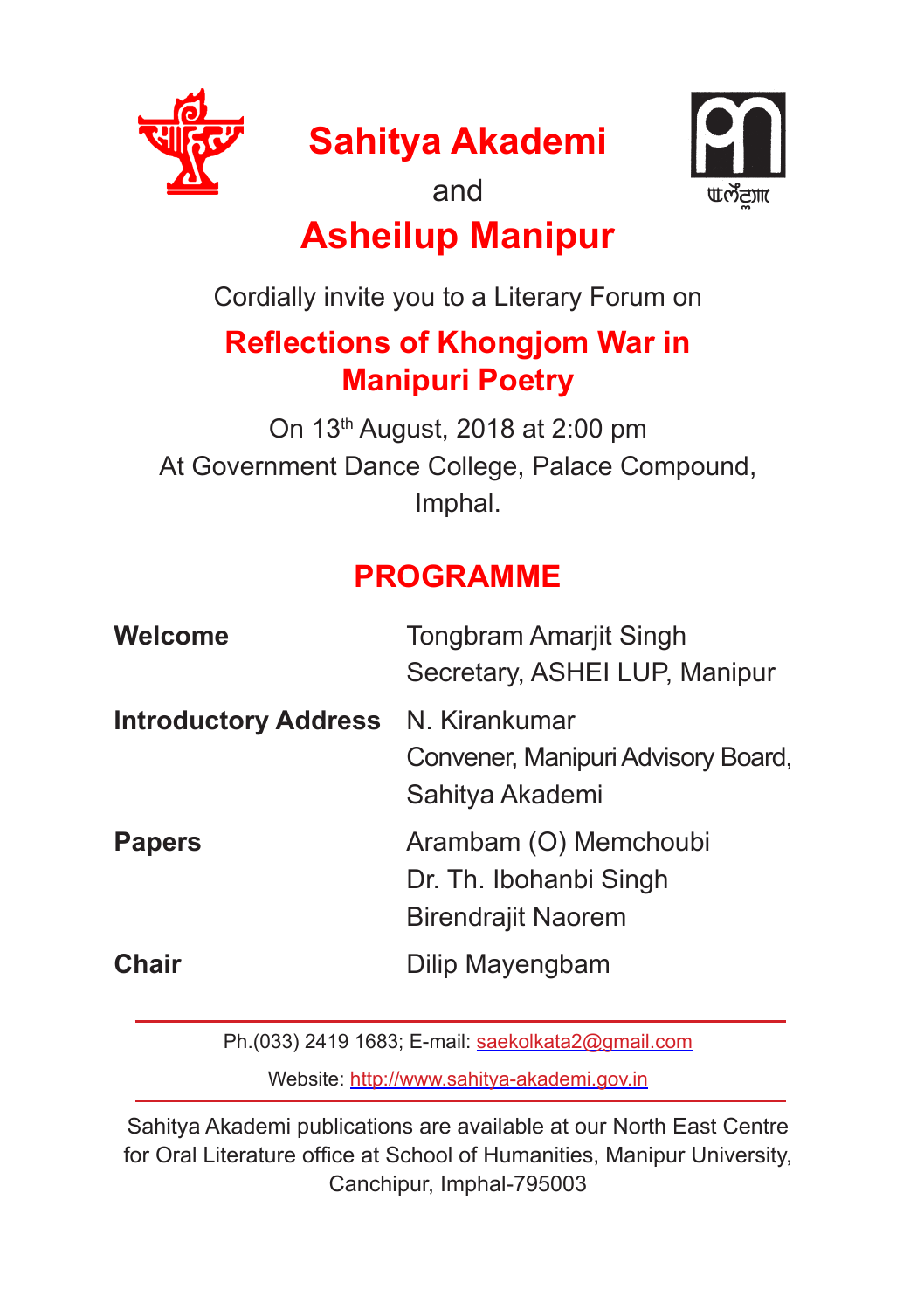# Sahitya Akademi

and

# Asheilup Manipur

Cordially invite you to a Literary Forum on

## Reflections of Khongjom War in Manipuri Poetry

On 13th August, 2018 at 2:00 pm

At Government Dance College, Palace Compound, Imphal.

## PROGRAMME

| | |
|---|---|
| **Welcome** | Tongbram Amarjit Singh<br>Secretary, ASHEI LUP, Manipur |
| **Introductory Address** | N. Kirankumar<br>Convener, Manipuri Advisory Board, Sahitya Akademi |
| **Papers** | Arambam (O) Memchoubi<br>Dr. Th. Ibohanbi Singh<br>Birendrajit Naorem |
| **Chair** | Dilip Mayengbam |

---

Ph.(033) 2419 1683; E-mail: saekolkata2@gmail.com

Website: http://www.sahitya-akademi.gov.in

---

Sahitya Akademi publications are available at our North East Centre for Oral Literature office at School of Humanities, Manipur University, Canchipur, Imphal-795003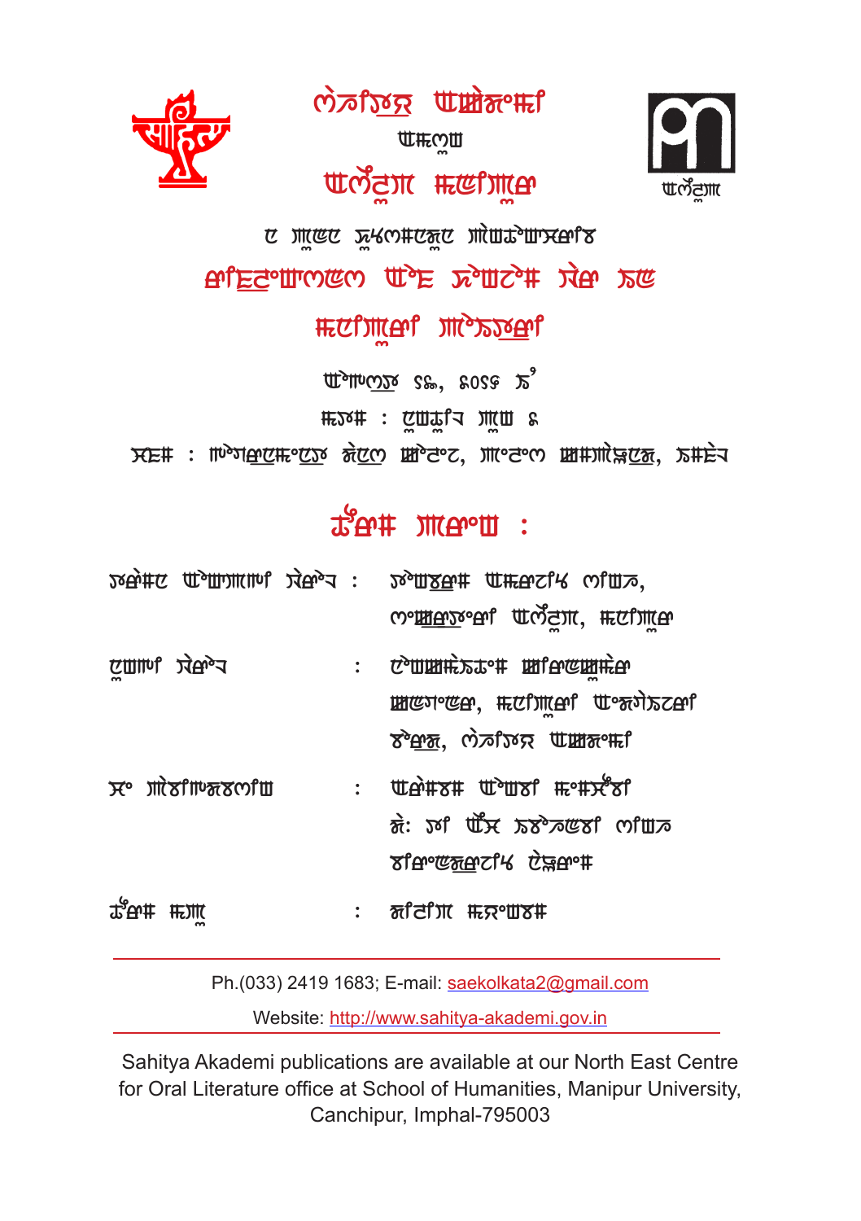# ꯁꯥꯍꯤꯇ꯭ꯌ ꯑꯀꯥꯗꯦꯃꯤ

ꯑꯃꯁꯨꯡ

## ꯑꯣꯔꯦꯜ ꯃꯅꯤꯄꯨꯔ

ꯑꯣꯔꯦꯜ

ꯅ ꯄꯨꯟꯅ ꯁꯝꯃꯤꯟꯅꯗꯨꯅ ꯄꯥꯡꯊꯣꯛꯂꯤꯕ

## ꯕꯤꯗꯥꯏꯂꯥꯜ ꯄꯥꯊꯛ ꯁꯦꯝꯕꯤ ꯂꯩꯕ ꯁꯨ

## ꯃꯅꯤꯄꯨꯔꯤ ꯄꯨꯋꯥꯔꯤ

ꯑꯣꯛꯇꯣꯕꯔ ꯱꯳, ꯲꯰꯱꯶ ꯗ

ꯃꯇꯝ : ꯅꯨꯃꯤꯗꯥꯡ ꯄꯨꯡ ꯲

ꯃꯐꯝ : ꯀꯟꯐꯔꯦꯟꯁ ꯍꯣꯜ, ꯁ꯭ꯀꯨꯜ ꯑꯣꯐ ꯍ꯭ꯌꯨꯃꯦꯅꯤꯇꯤꯖ, ꯀꯥꯟꯆꯤꯄꯨꯔ

## ꯊꯧꯔꯝ ꯄꯔꯦꯡ :

| | | |
|---|---|---|
| ꯇꯔꯥꯝꯅꯥ ꯑꯣꯛꯄ ꯋꯥꯍꯩ | : | ꯇꯣꯝꯕꯤ ꯑꯃꯨꯝꯆꯥ ꯊꯤꯡꯃꯥ, ꯁꯦꯛꯔꯦꯇꯔꯤ ꯑꯣꯔꯦꯜ, ꯃꯅꯤꯄꯨꯔ |
| ꯃꯈꯣꯟ ꯋꯥꯍꯩ | : | ꯗꯣꯛꯇꯔ ꯍꯤꯔꯣꯝ ꯍꯦꯃꯆꯟꯗ꯭ꯔ ꯁꯤꯡ, ꯃꯅꯤꯄꯨꯔꯤ ꯑꯦꯗꯚꯥꯏꯖꯔꯤ ꯕꯣꯔꯗ, ꯁꯥꯍꯤꯇ꯭ꯌ ꯑꯀꯥꯗꯦꯃꯤ |
| ꯄꯦꯄꯔ ꯄꯥꯔꯤꯡꯁꯤꯟꯅꯕ | : | ꯑꯔꯤꯕꯥ ꯑꯣꯏꯕꯤ ꯃꯍꯥꯛꯀꯤ ꯃꯁꯛ: ꯅꯤ ꯑꯃꯁꯨꯡ ꯂꯩꯕꯥꯛꯀꯤ ꯊꯣꯏꯗꯣꯛ ꯕꯤꯡꯉꯥꯏꯔꯤꯐ ꯑꯣꯏꯕꯕ |
| ꯊꯧꯔꯝ ꯍꯣꯡ | : | ꯀꯤꯔꯤꯄ ꯍꯤꯡꯒꯥꯟ |

Ph.(033) 2419 1683; E-mail: saekolkata2@gmail.com

Website: http://www.sahitya-akademi.gov.in

Sahitya Akademi publications are available at our North East Centre for Oral Literature office at School of Humanities, Manipur University, Canchipur, Imphal-795003